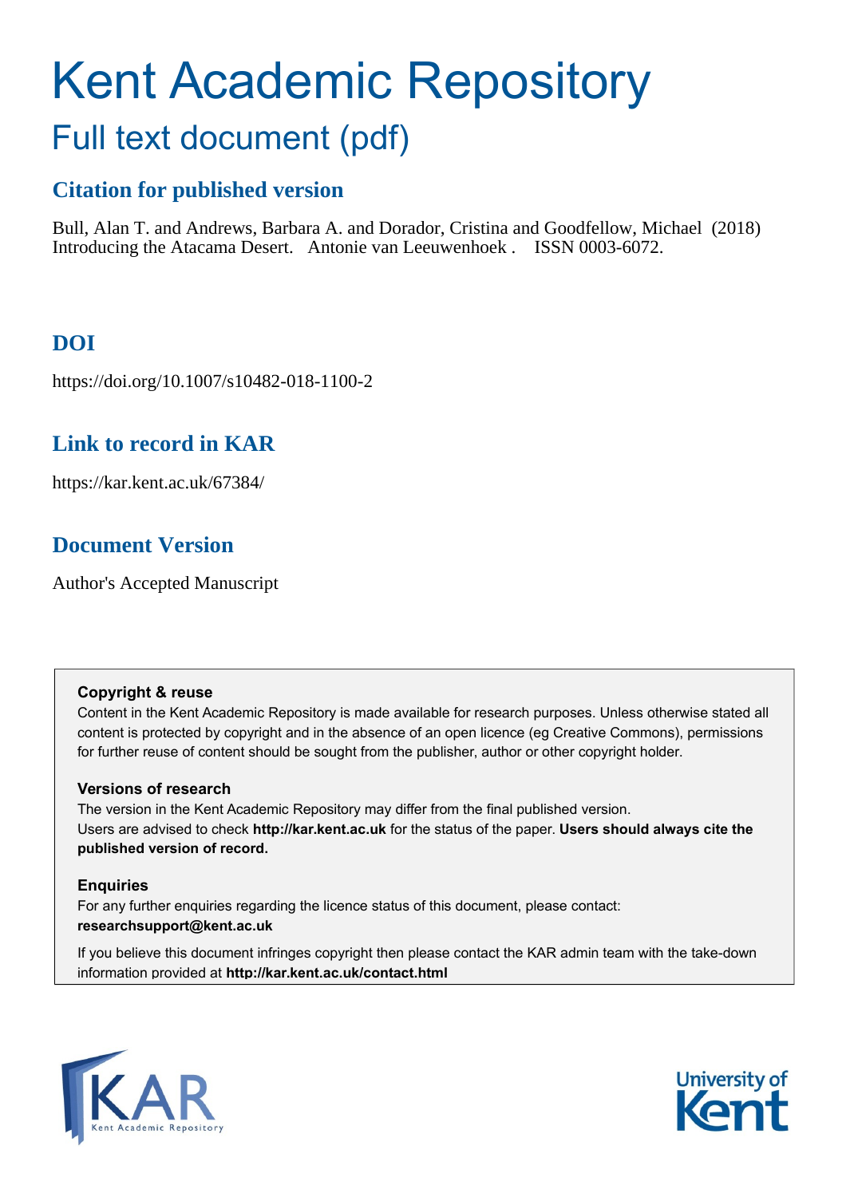# Kent Academic Repository

## Full text document (pdf)

### Citation for published version

Bull, Alan T. and Andrews, Barbara A. and Dorador, Cristina and Goodfellow, Michael (2018) Introducing the Atacama Desert. Antonie van Leeuwenhoek . ISSN 0003-6072.

### DOI

https://doi.org/10.1007/s10482-018-1100-2

### Link to record in KAR

https://kar.kent.ac.uk/67384/

### Document Version

Author's Accepted Manuscript

**Copyright & reuse**

Content in the Kent Academic Repository is made available for research purposes. Unless otherwise stated all content is protected by copyright and in the absence of an open licence (eg Creative Commons), permissions for further reuse of content should be sought from the publisher, author or other copyright holder.

**Versions of research**

The version in the Kent Academic Repository may differ from the final published version. Users are advised to check **http://kar.kent.ac.uk** for the status of the paper. **Users should always cite the published version of record.**

**Enquiries**

For any further enquiries regarding the licence status of this document, please contact: **researchsupport@kent.ac.uk**

If you believe this document infringes copyright then please contact the KAR admin team with the take-down information provided at **http://kar.kent.ac.uk/contact.html**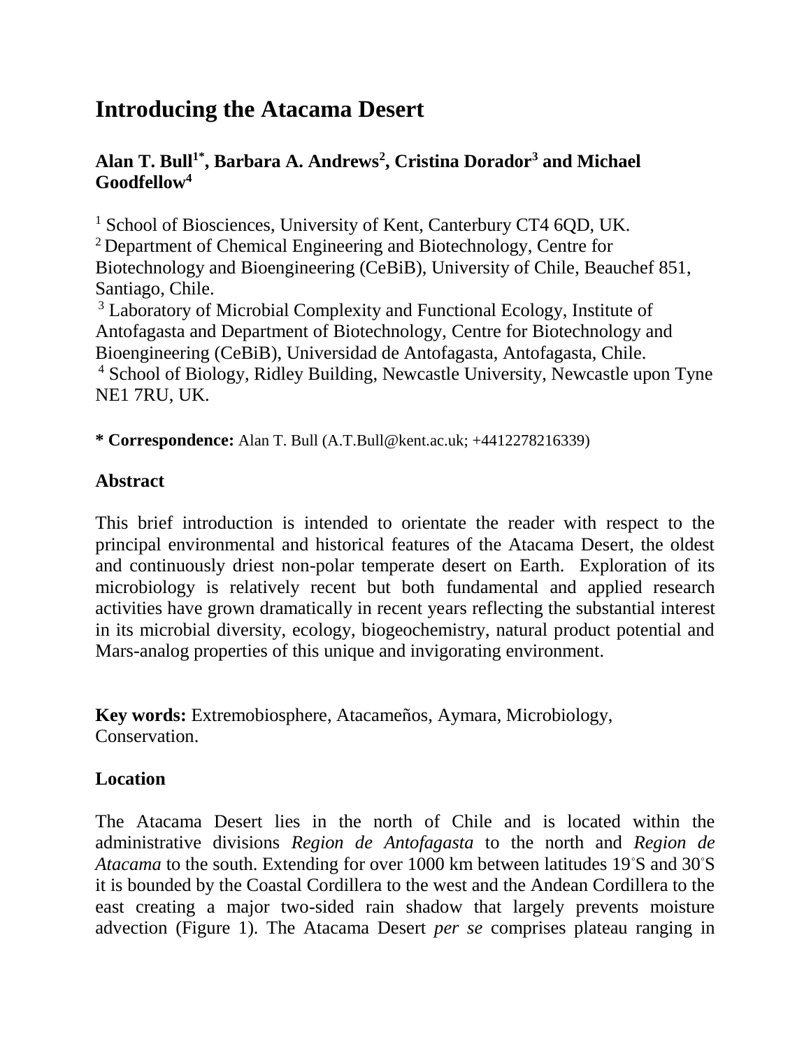# Introducing the Atacama Desert

**Alan T. Bull[1*], Barbara A. Andrews[2], Cristina Dorador[3] and Michael Goodfellow[4]**

[1] School of Biosciences, University of Kent, Canterbury CT4 6QD, UK.
[2] Department of Chemical Engineering and Biotechnology, Centre for Biotechnology and Bioengineering (CeBiB), University of Chile, Beauchef 851, Santiago, Chile.
[3] Laboratory of Microbial Complexity and Functional Ecology, Institute of Antofagasta and Department of Biotechnology, Centre for Biotechnology and Bioengineering (CeBiB), Universidad de Antofagasta, Antofagasta, Chile.
[4] School of Biology, Ridley Building, Newcastle University, Newcastle upon Tyne NE1 7RU, UK.

**\* Correspondence:** Alan T. Bull (A.T.Bull@kent.ac.uk; +4412278216339)

## Abstract

This brief introduction is intended to orientate the reader with respect to the principal environmental and historical features of the Atacama Desert, the oldest and continuously driest non-polar temperate desert on Earth. Exploration of its microbiology is relatively recent but both fundamental and applied research activities have grown dramatically in recent years reflecting the substantial interest in its microbial diversity, ecology, biogeochemistry, natural product potential and Mars-analog properties of this unique and invigorating environment.

**Key words:** Extremobiosphere, Atacameños, Aymara, Microbiology, Conservation.

## Location

The Atacama Desert lies in the north of Chile and is located within the administrative divisions *Region de Antofagasta* to the north and *Region de Atacama* to the south. Extending for over 1000 km between latitudes 19°S and 30°S it is bounded by the Coastal Cordillera to the west and the Andean Cordillera to the east creating a major two-sided rain shadow that largely prevents moisture advection (Figure 1). The Atacama Desert *per se* comprises plateau ranging in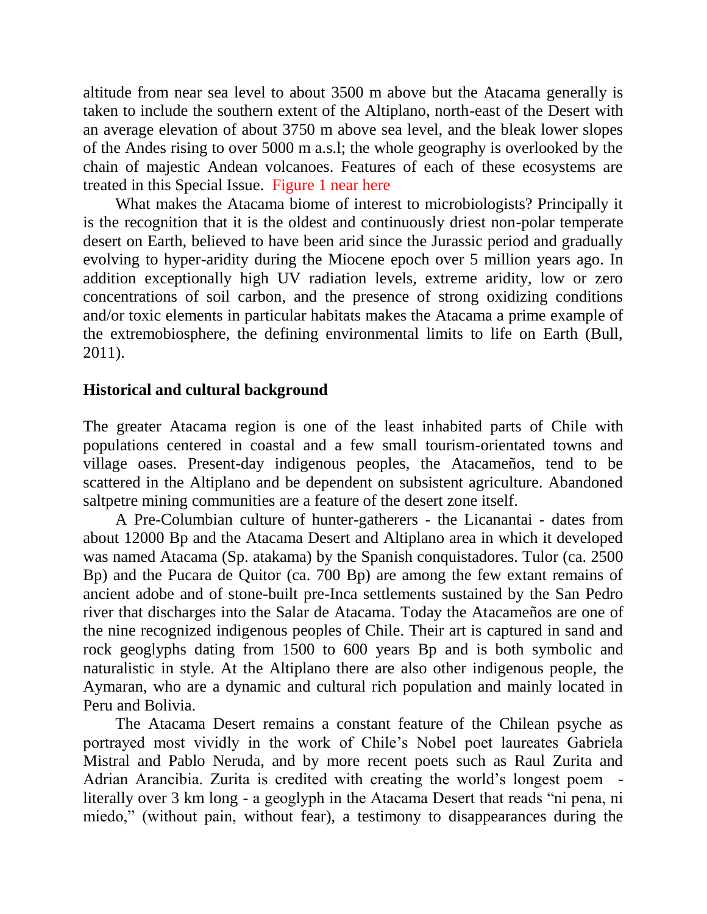altitude from near sea level to about 3500 m above but the Atacama generally is taken to include the southern extent of the Altiplano, north-east of the Desert with an average elevation of about 3750 m above sea level, and the bleak lower slopes of the Andes rising to over 5000 m a.s.l; the whole geography is overlooked by the chain of majestic Andean volcanoes. Features of each of these ecosystems are treated in this Special Issue. Figure 1 near here

What makes the Atacama biome of interest to microbiologists? Principally it is the recognition that it is the oldest and continuously driest non-polar temperate desert on Earth, believed to have been arid since the Jurassic period and gradually evolving to hyper-aridity during the Miocene epoch over 5 million years ago. In addition exceptionally high UV radiation levels, extreme aridity, low or zero concentrations of soil carbon, and the presence of strong oxidizing conditions and/or toxic elements in particular habitats makes the Atacama a prime example of the extremobiosphere, the defining environmental limits to life on Earth (Bull, 2011).

## Historical and cultural background

The greater Atacama region is one of the least inhabited parts of Chile with populations centered in coastal and a few small tourism-orientated towns and village oases. Present-day indigenous peoples, the Atacameños, tend to be scattered in the Altiplano and be dependent on subsistent agriculture. Abandoned saltpetre mining communities are a feature of the desert zone itself.

A Pre-Columbian culture of hunter-gatherers - the Licanantai - dates from about 12000 Bp and the Atacama Desert and Altiplano area in which it developed was named Atacama (Sp. atakama) by the Spanish conquistadores. Tulor (ca. 2500 Bp) and the Pucara de Quitor (ca. 700 Bp) are among the few extant remains of ancient adobe and of stone-built pre-Inca settlements sustained by the San Pedro river that discharges into the Salar de Atacama. Today the Atacameños are one of the nine recognized indigenous peoples of Chile. Their art is captured in sand and rock geoglyphs dating from 1500 to 600 years Bp and is both symbolic and naturalistic in style. At the Altiplano there are also other indigenous people, the Aymaran, who are a dynamic and cultural rich population and mainly located in Peru and Bolivia.

The Atacama Desert remains a constant feature of the Chilean psyche as portrayed most vividly in the work of Chile's Nobel poet laureates Gabriela Mistral and Pablo Neruda, and by more recent poets such as Raul Zurita and Adrian Arancibia. Zurita is credited with creating the world's longest poem - literally over 3 km long - a geoglyph in the Atacama Desert that reads "ni pena, ni miedo," (without pain, without fear), a testimony to disappearances during the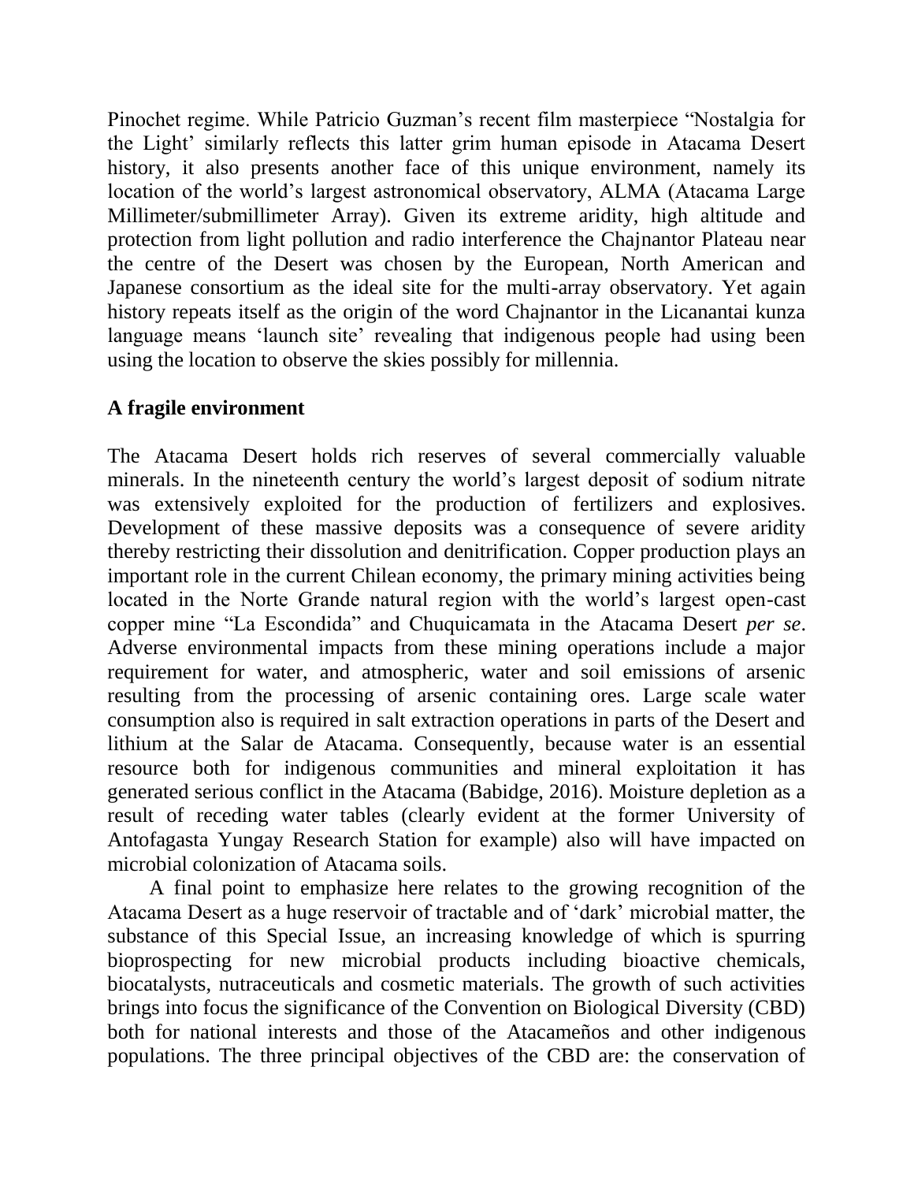Pinochet regime. While Patricio Guzman's recent film masterpiece "Nostalgia for the Light' similarly reflects this latter grim human episode in Atacama Desert history, it also presents another face of this unique environment, namely its location of the world's largest astronomical observatory, ALMA (Atacama Large Millimeter/submillimeter Array). Given its extreme aridity, high altitude and protection from light pollution and radio interference the Chajnantor Plateau near the centre of the Desert was chosen by the European, North American and Japanese consortium as the ideal site for the multi-array observatory. Yet again history repeats itself as the origin of the word Chajnantor in the Licanantai kunza language means 'launch site' revealing that indigenous people had using been using the location to observe the skies possibly for millennia.

## A fragile environment

The Atacama Desert holds rich reserves of several commercially valuable minerals. In the nineteenth century the world's largest deposit of sodium nitrate was extensively exploited for the production of fertilizers and explosives. Development of these massive deposits was a consequence of severe aridity thereby restricting their dissolution and denitrification. Copper production plays an important role in the current Chilean economy, the primary mining activities being located in the Norte Grande natural region with the world's largest open-cast copper mine "La Escondida" and Chuquicamata in the Atacama Desert *per se*. Adverse environmental impacts from these mining operations include a major requirement for water, and atmospheric, water and soil emissions of arsenic resulting from the processing of arsenic containing ores. Large scale water consumption also is required in salt extraction operations in parts of the Desert and lithium at the Salar de Atacama. Consequently, because water is an essential resource both for indigenous communities and mineral exploitation it has generated serious conflict in the Atacama (Babidge, 2016). Moisture depletion as a result of receding water tables (clearly evident at the former University of Antofagasta Yungay Research Station for example) also will have impacted on microbial colonization of Atacama soils.

A final point to emphasize here relates to the growing recognition of the Atacama Desert as a huge reservoir of tractable and of 'dark' microbial matter, the substance of this Special Issue, an increasing knowledge of which is spurring bioprospecting for new microbial products including bioactive chemicals, biocatalysts, nutraceuticals and cosmetic materials. The growth of such activities brings into focus the significance of the Convention on Biological Diversity (CBD) both for national interests and those of the Atacameños and other indigenous populations. The three principal objectives of the CBD are: the conservation of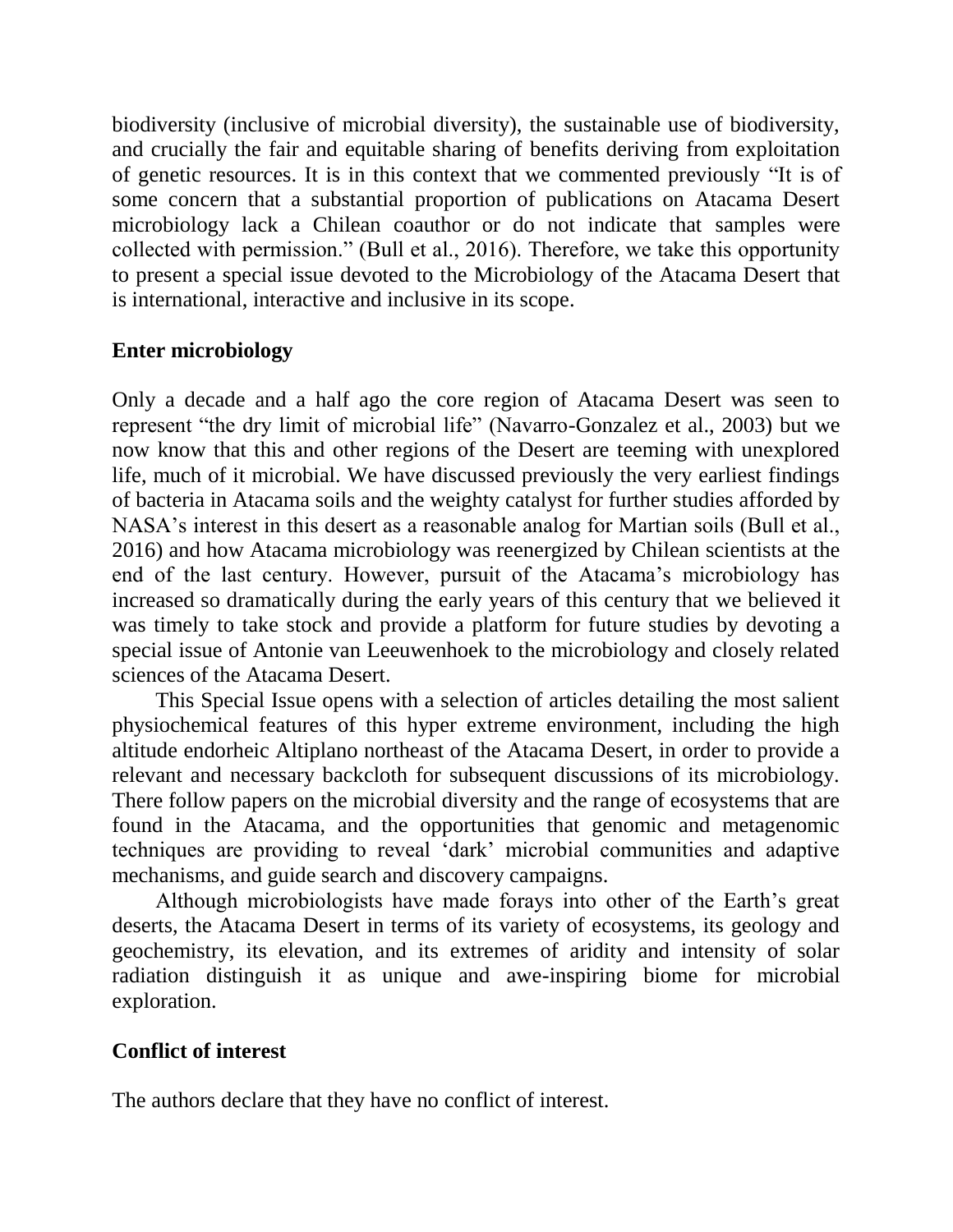biodiversity (inclusive of microbial diversity), the sustainable use of biodiversity, and crucially the fair and equitable sharing of benefits deriving from exploitation of genetic resources. It is in this context that we commented previously "It is of some concern that a substantial proportion of publications on Atacama Desert microbiology lack a Chilean coauthor or do not indicate that samples were collected with permission." (Bull et al., 2016). Therefore, we take this opportunity to present a special issue devoted to the Microbiology of the Atacama Desert that is international, interactive and inclusive in its scope.

## Enter microbiology

Only a decade and a half ago the core region of Atacama Desert was seen to represent "the dry limit of microbial life" (Navarro-Gonzalez et al., 2003) but we now know that this and other regions of the Desert are teeming with unexplored life, much of it microbial. We have discussed previously the very earliest findings of bacteria in Atacama soils and the weighty catalyst for further studies afforded by NASA's interest in this desert as a reasonable analog for Martian soils (Bull et al., 2016) and how Atacama microbiology was reenergized by Chilean scientists at the end of the last century. However, pursuit of the Atacama's microbiology has increased so dramatically during the early years of this century that we believed it was timely to take stock and provide a platform for future studies by devoting a special issue of Antonie van Leeuwenhoek to the microbiology and closely related sciences of the Atacama Desert.

This Special Issue opens with a selection of articles detailing the most salient physiochemical features of this hyper extreme environment, including the high altitude endorheic Altiplano northeast of the Atacama Desert, in order to provide a relevant and necessary backcloth for subsequent discussions of its microbiology. There follow papers on the microbial diversity and the range of ecosystems that are found in the Atacama, and the opportunities that genomic and metagenomic techniques are providing to reveal 'dark' microbial communities and adaptive mechanisms, and guide search and discovery campaigns.

Although microbiologists have made forays into other of the Earth's great deserts, the Atacama Desert in terms of its variety of ecosystems, its geology and geochemistry, its elevation, and its extremes of aridity and intensity of solar radiation distinguish it as unique and awe-inspiring biome for microbial exploration.

## Conflict of interest

The authors declare that they have no conflict of interest.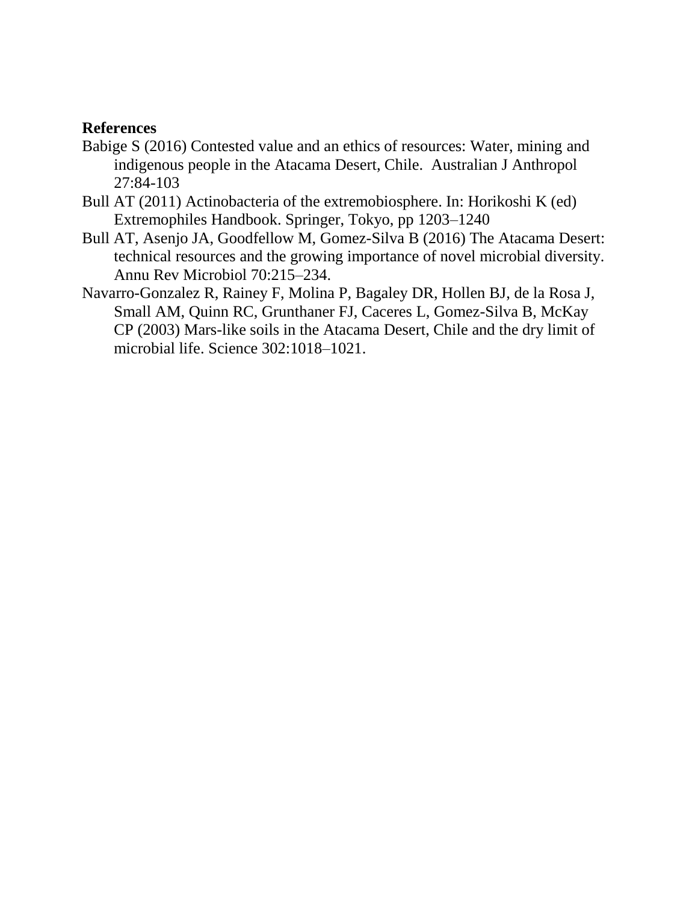**References**

Babige S (2016) Contested value and an ethics of resources: Water, mining and indigenous people in the Atacama Desert, Chile. Australian J Anthropol 27:84-103

Bull AT (2011) Actinobacteria of the extremobiosphere. In: Horikoshi K (ed) Extremophiles Handbook. Springer, Tokyo, pp 1203–1240

Bull AT, Asenjo JA, Goodfellow M, Gomez-Silva B (2016) The Atacama Desert: technical resources and the growing importance of novel microbial diversity. Annu Rev Microbiol 70:215–234.

Navarro-Gonzalez R, Rainey F, Molina P, Bagaley DR, Hollen BJ, de la Rosa J, Small AM, Quinn RC, Grunthaner FJ, Caceres L, Gomez-Silva B, McKay CP (2003) Mars-like soils in the Atacama Desert, Chile and the dry limit of microbial life. Science 302:1018–1021.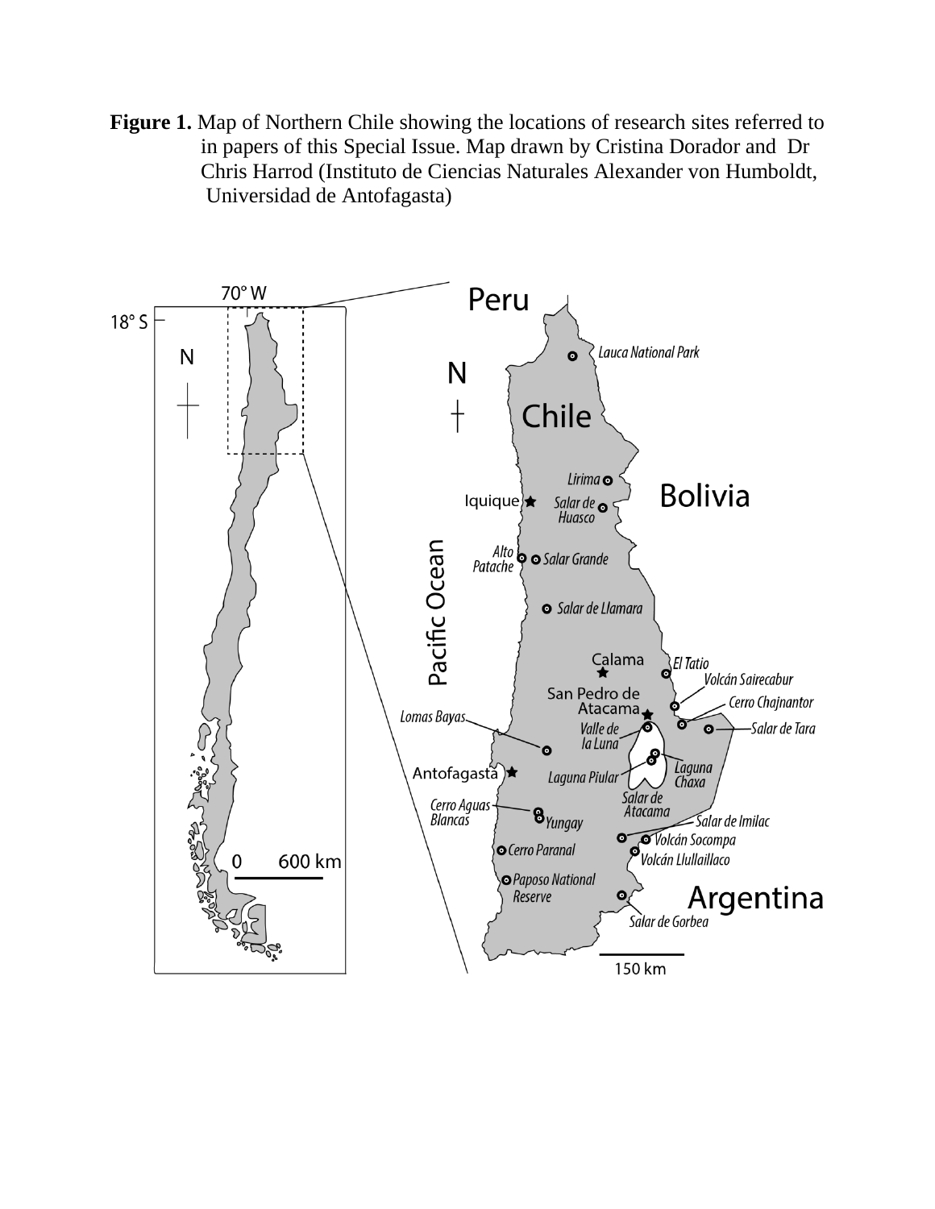**Figure 1.** Map of Northern Chile showing the locations of research sites referred to in papers of this Special Issue. Map drawn by Cristina Dorador and Dr Chris Harrod (Instituto de Ciencias Naturales Alexander von Humboldt, Universidad de Antofagasta)

70° W
18° S
N
0 600 km

Peru
N
Chile
Bolivia
Pacific Ocean
Argentina
Lauca National Park
Lirima
Iquique
Salar de Huasco
Alto Patache
Salar Grande
Salar de Llamara
Calama
El Tatio
Volcán Sairecabur
Cerro Chajnantor
San Pedro de Atacama
Salar de Tara
Lomas Bayas
Valle de la Luna
Laguna Chaxa
Antofagasta
Laguna Piular
Salar de Atacama
Cerro Aguas Blancas
Yungay
Salar de Imilac
Volcán Socompa
Cerro Paranal
Volcán Llullaillaco
Paposo National Reserve
Salar de Gorbea
150 km